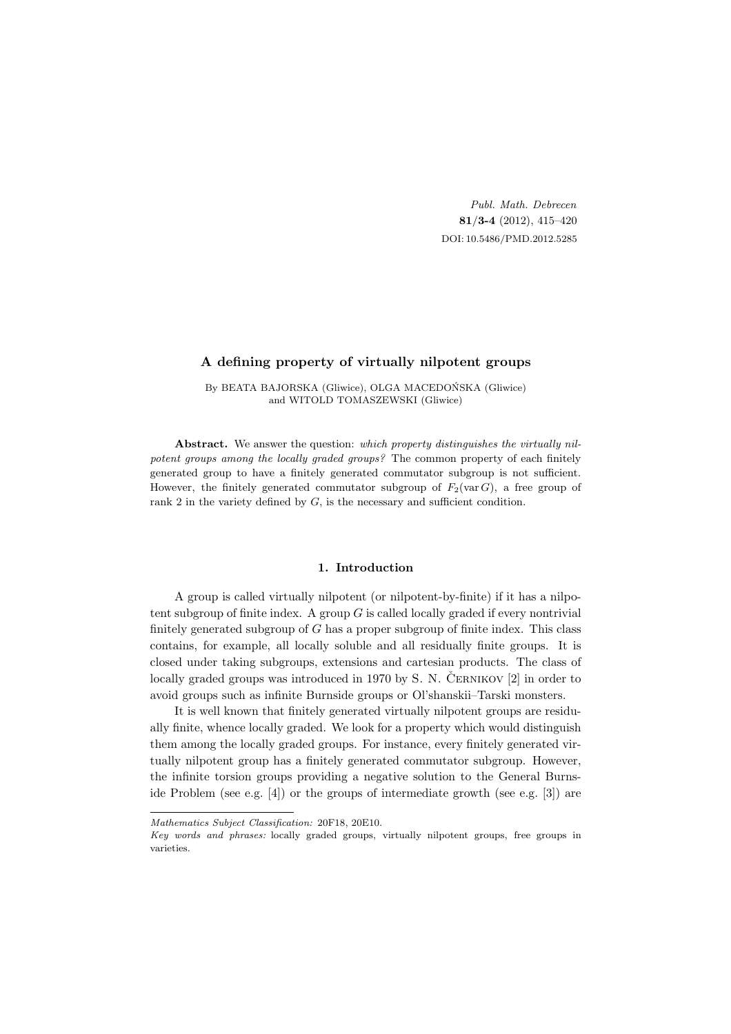# A defining property of virtually nilpotent groups

By BEATA BAJORSKA (Gliwice), OLGA MACEDOŃSKA (Gliwice) and WITOLD TOMASZEWSKI (Gliwice)

**Abstract.** We answer the question: *which property distinguishes the virtually nilpotent groups among the locally graded groups?* The common property of each finitely generated group to have a finitely generated commutator subgroup is not sufficient. However, the finitely generated commutator subgroup of $F_2(\operatorname{var} G)$, a free group of rank 2 in the variety defined by $G$, is the necessary and sufficient condition.

## 1. Introduction

A group is called virtually nilpotent (or nilpotent-by-finite) if it has a nilpotent subgroup of finite index. A group $G$ is called locally graded if every nontrivial finitely generated subgroup of $G$ has a proper subgroup of finite index. This class contains, for example, all locally soluble and all residually finite groups. It is closed under taking subgroups, extensions and cartesian products. The class of locally graded groups was introduced in 1970 by S. N. Černikov [2] in order to avoid groups such as infinite Burnside groups or Ol'shanskii–Tarski monsters.

It is well known that finitely generated virtually nilpotent groups are residually finite, whence locally graded. We look for a property which would distinguish them among the locally graded groups. For instance, every finitely generated virtually nilpotent group has a finitely generated commutator subgroup. However, the infinite torsion groups providing a negative solution to the General Burnside Problem (see e.g. [4]) or the groups of intermediate growth (see e.g. [3]) are

---

*Mathematics Subject Classification:* 20F18, 20E10.

*Key words and phrases:* locally graded groups, virtually nilpotent groups, free groups in varieties.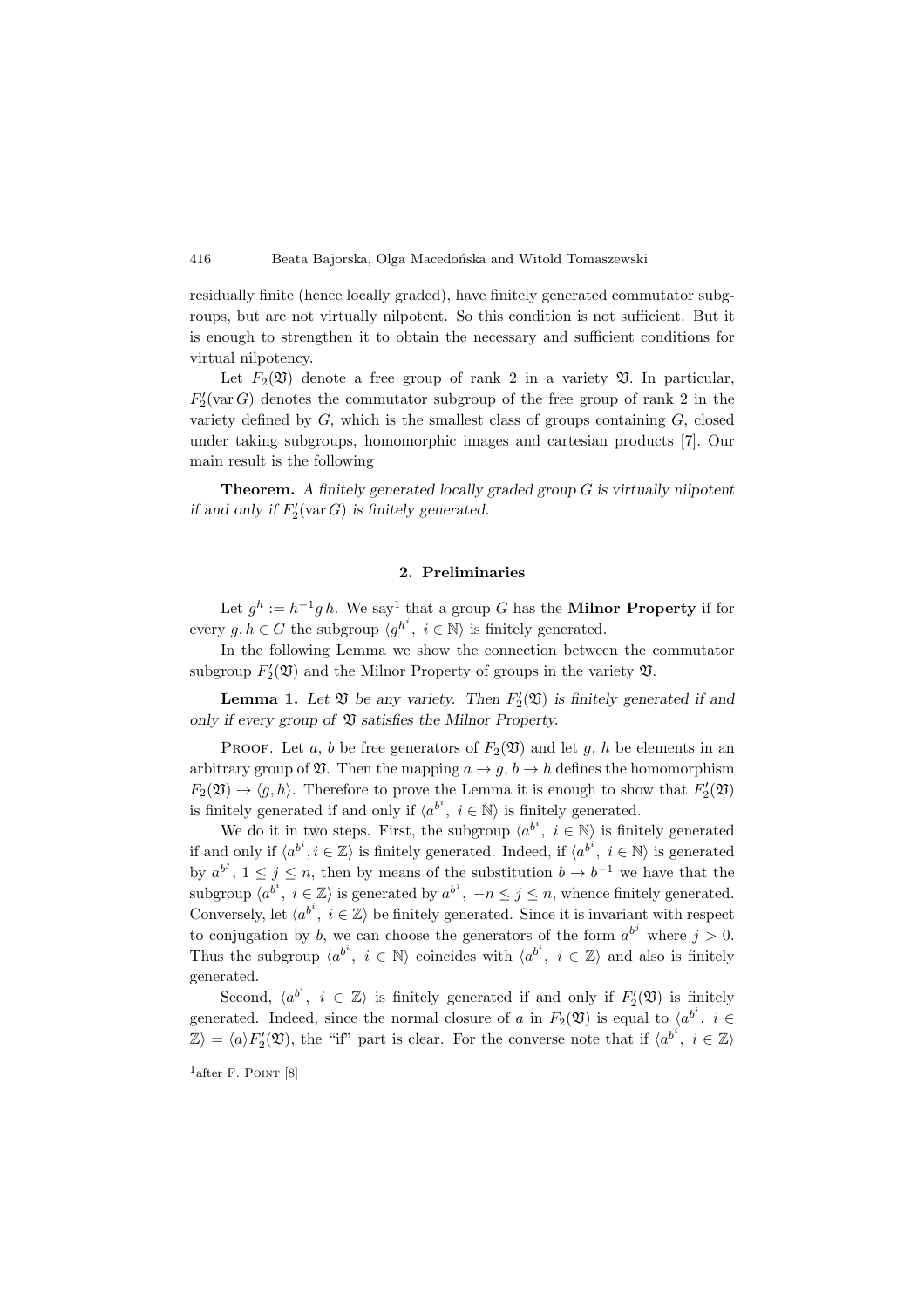residually finite (hence locally graded), have finitely generated commutator subgroups, but are not virtually nilpotent. So this condition is not sufficient. But it is enough to strengthen it to obtain the necessary and sufficient conditions for virtual nilpotency.

Let $F_2(\mathfrak{V})$ denote a free group of rank 2 in a variety $\mathfrak{V}$. In particular, $F_2'(\operatorname{var} G)$ denotes the commutator subgroup of the free group of rank 2 in the variety defined by $G$, which is the smallest class of groups containing $G$, closed under taking subgroups, homomorphic images and cartesian products [7]. Our main result is the following

**Theorem.** *A finitely generated locally graded group $G$ is virtually nilpotent if and only if $F_2'(\operatorname{var} G)$ is finitely generated.*

## 2. Preliminaries

Let $g^h := h^{-1} g\, h$. We say[1] that a group $G$ has the **Milnor Property** if for every $g, h \in G$ the subgroup $\langle g^{h^i},\ i \in \mathbb{N}\rangle$ is finitely generated.

In the following Lemma we show the connection between the commutator subgroup $F_2'(\mathfrak{V})$ and the Milnor Property of groups in the variety $\mathfrak{V}$.

**Lemma 1.** *Let $\mathfrak{V}$ be any variety. Then $F_2'(\mathfrak{V})$ is finitely generated if and only if every group of $\mathfrak{V}$ satisfies the Milnor Property.*

Proof. Let $a$, $b$ be free generators of $F_2(\mathfrak{V})$ and let $g$, $h$ be elements in an arbitrary group of $\mathfrak{V}$. Then the mapping $a \to g$, $b \to h$ defines the homomorphism $F_2(\mathfrak{V}) \to \langle g, h\rangle$. Therefore to prove the Lemma it is enough to show that $F_2'(\mathfrak{V})$ is finitely generated if and only if $\langle a^{b^i},\ i \in \mathbb{N}\rangle$ is finitely generated.

We do it in two steps. First, the subgroup $\langle a^{b^i},\ i \in \mathbb{N}\rangle$ is finitely generated if and only if $\langle a^{b^i}, i \in \mathbb{Z}\rangle$ is finitely generated. Indeed, if $\langle a^{b^i},\ i \in \mathbb{N}\rangle$ is generated by $a^{b^j}$, $1 \le j \le n$, then by means of the substitution $b \to b^{-1}$ we have that the subgroup $\langle a^{b^i},\ i \in \mathbb{Z}\rangle$ is generated by $a^{b^j}$, $-n \le j \le n$, whence finitely generated. Conversely, let $\langle a^{b^i},\ i \in \mathbb{Z}\rangle$ be finitely generated. Since it is invariant with respect to conjugation by $b$, we can choose the generators of the form $a^{b^j}$ where $j > 0$. Thus the subgroup $\langle a^{b^i},\ i \in \mathbb{N}\rangle$ coincides with $\langle a^{b^i},\ i \in \mathbb{Z}\rangle$ and also is finitely generated.

Second, $\langle a^{b^i},\ i \in \mathbb{Z}\rangle$ is finitely generated if and only if $F_2'(\mathfrak{V})$ is finitely generated. Indeed, since the normal closure of $a$ in $F_2(\mathfrak{V})$ is equal to $\langle a^{b^i},\ i \in \mathbb{Z}\rangle = \langle a\rangle F_2'(\mathfrak{V})$, the "if" part is clear. For the converse note that if $\langle a^{b^i},\ i \in \mathbb{Z}\rangle$

[1] after F. Point [8]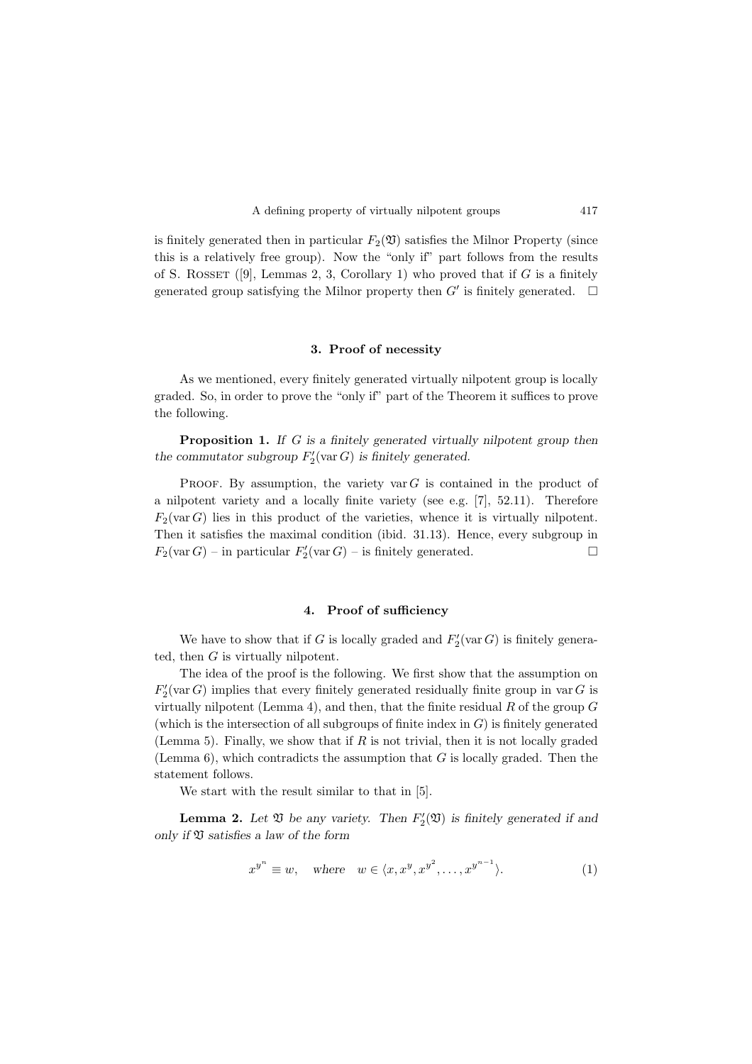is finitely generated then in particular $F_2(\mathfrak{V})$ satisfies the Milnor Property (since this is a relatively free group). Now the "only if" part follows from the results of S. Rosset ([9], Lemmas 2, 3, Corollary 1) who proved that if $G$ is a finitely generated group satisfying the Milnor property then $G'$ is finitely generated. $\square$

## 3. Proof of necessity

As we mentioned, every finitely generated virtually nilpotent group is locally graded. So, in order to prove the "only if" part of the Theorem it suffices to prove the following.

**Proposition 1.** *If $G$ is a finitely generated virtually nilpotent group then the commutator subgroup $F_2'(\operatorname{var} G)$ is finitely generated.*

Proof. By assumption, the variety $\operatorname{var} G$ is contained in the product of a nilpotent variety and a locally finite variety (see e.g. [7], 52.11). Therefore $F_2(\operatorname{var} G)$ lies in this product of the varieties, whence it is virtually nilpotent. Then it satisfies the maximal condition (ibid. 31.13). Hence, every subgroup in $F_2(\operatorname{var} G)$ – in particular $F_2'(\operatorname{var} G)$ – is finitely generated. $\square$

## 4. Proof of sufficiency

We have to show that if $G$ is locally graded and $F_2'(\operatorname{var} G)$ is finitely generated, then $G$ is virtually nilpotent.

The idea of the proof is the following. We first show that the assumption on $F_2'(\operatorname{var} G)$ implies that every finitely generated residually finite group in $\operatorname{var} G$ is virtually nilpotent (Lemma 4), and then, that the finite residual $R$ of the group $G$ (which is the intersection of all subgroups of finite index in $G$) is finitely generated (Lemma 5). Finally, we show that if $R$ is not trivial, then it is not locally graded (Lemma 6), which contradicts the assumption that $G$ is locally graded. Then the statement follows.

We start with the result similar to that in [5].

**Lemma 2.** *Let $\mathfrak{V}$ be any variety. Then $F_2'(\mathfrak{V})$ is finitely generated if and only if $\mathfrak{V}$ satisfies a law of the form*

$$x^{y^n} \equiv w, \quad \text{where} \quad w \in \langle x, x^y, x^{y^2}, \dots, x^{y^{n-1}} \rangle. \tag{1}$$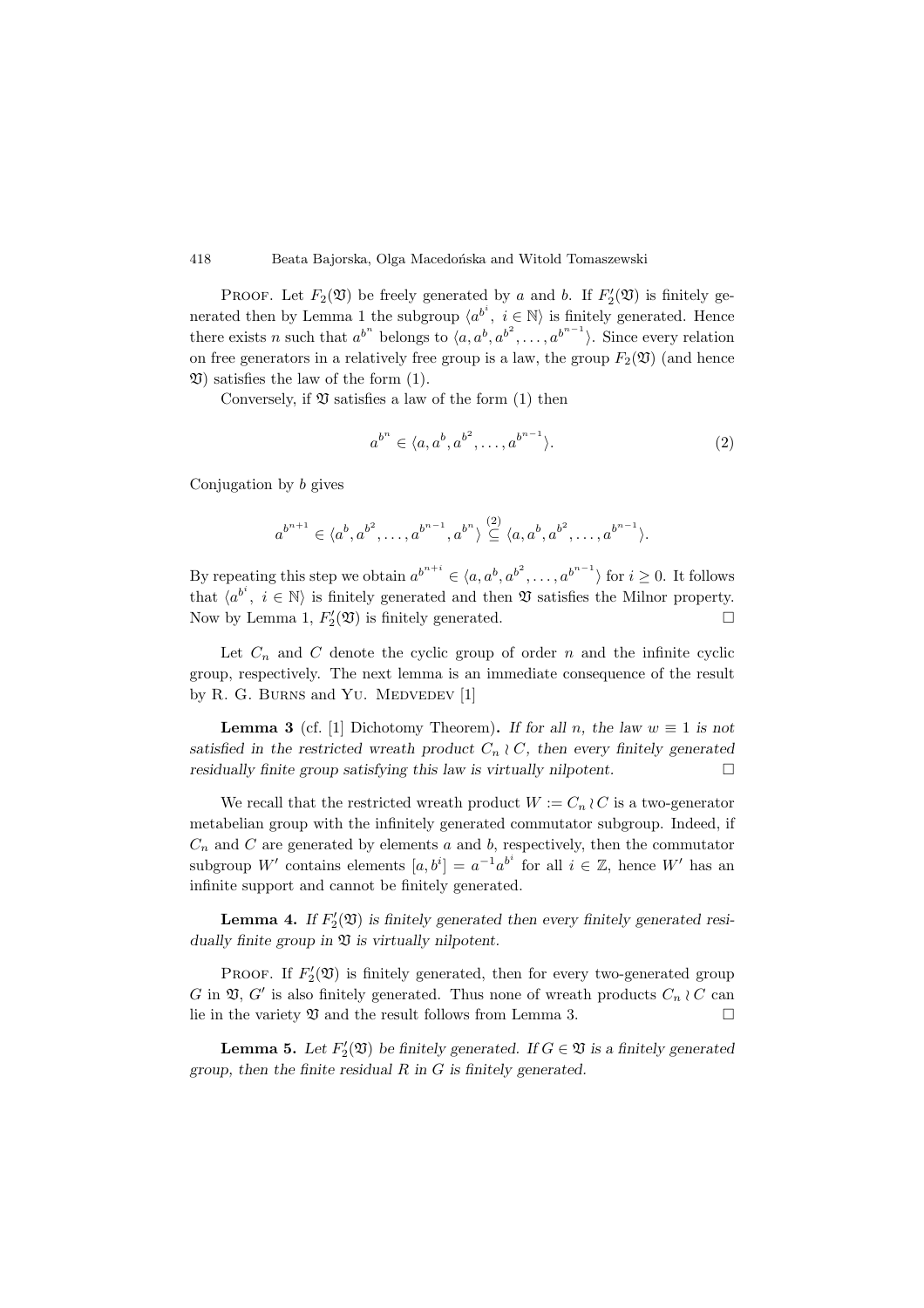Proof. Let $F_2(\mathfrak{V})$ be freely generated by $a$ and $b$. If $F_2'(\mathfrak{V})$ is finitely generated then by Lemma 1 the subgroup $\langle a^{b^i},\ i \in \mathbb{N}\rangle$ is finitely generated. Hence there exists $n$ such that $a^{b^n}$ belongs to $\langle a, a^b, a^{b^2}, \ldots, a^{b^{n-1}}\rangle$. Since every relation on free generators in a relatively free group is a law, the group $F_2(\mathfrak{V})$ (and hence $\mathfrak{V}$) satisfies the law of the form (1).

Conversely, if $\mathfrak{V}$ satisfies a law of the form (1) then

$$a^{b^n} \in \langle a, a^b, a^{b^2}, \ldots, a^{b^{n-1}}\rangle. \tag{2}$$

Conjugation by $b$ gives

$$a^{b^{n+1}} \in \langle a^b, a^{b^2}, \ldots, a^{b^{n-1}}, a^{b^n}\rangle \overset{(2)}{\subseteq} \langle a, a^b, a^{b^2}, \ldots, a^{b^{n-1}}\rangle.$$

By repeating this step we obtain $a^{b^{n+i}} \in \langle a, a^b, a^{b^2}, \ldots, a^{b^{n-1}}\rangle$ for $i \geq 0$. It follows that $\langle a^{b^i},\ i \in \mathbb{N}\rangle$ is finitely generated and then $\mathfrak{V}$ satisfies the Milnor property. Now by Lemma 1, $F_2'(\mathfrak{V})$ is finitely generated. $\square$

Let $C_n$ and $C$ denote the cyclic group of order $n$ and the infinite cyclic group, respectively. The next lemma is an immediate consequence of the result by R. G. Burns and Yu. Medvedev [1]

**Lemma 3** (cf. [1] Dichotomy Theorem)**.** *If for all $n$, the law $w \equiv 1$ is not satisfied in the restricted wreath product $C_n \wr C$, then every finitely generated residually finite group satisfying this law is virtually nilpotent.* $\square$

We recall that the restricted wreath product $W := C_n \wr C$ is a two-generator metabelian group with the infinitely generated commutator subgroup. Indeed, if $C_n$ and $C$ are generated by elements $a$ and $b$, respectively, then the commutator subgroup $W'$ contains elements $[a, b^i] = a^{-1}a^{b^i}$ for all $i \in \mathbb{Z}$, hence $W'$ has an infinite support and cannot be finitely generated.

**Lemma 4.** *If $F_2'(\mathfrak{V})$ is finitely generated then every finitely generated residually finite group in $\mathfrak{V}$ is virtually nilpotent.*

Proof. If $F_2'(\mathfrak{V})$ is finitely generated, then for every two-generated group $G$ in $\mathfrak{V}$, $G'$ is also finitely generated. Thus none of wreath products $C_n \wr C$ can lie in the variety $\mathfrak{V}$ and the result follows from Lemma 3. $\square$

**Lemma 5.** *Let $F_2'(\mathfrak{V})$ be finitely generated. If $G \in \mathfrak{V}$ is a finitely generated group, then the finite residual $R$ in $G$ is finitely generated.*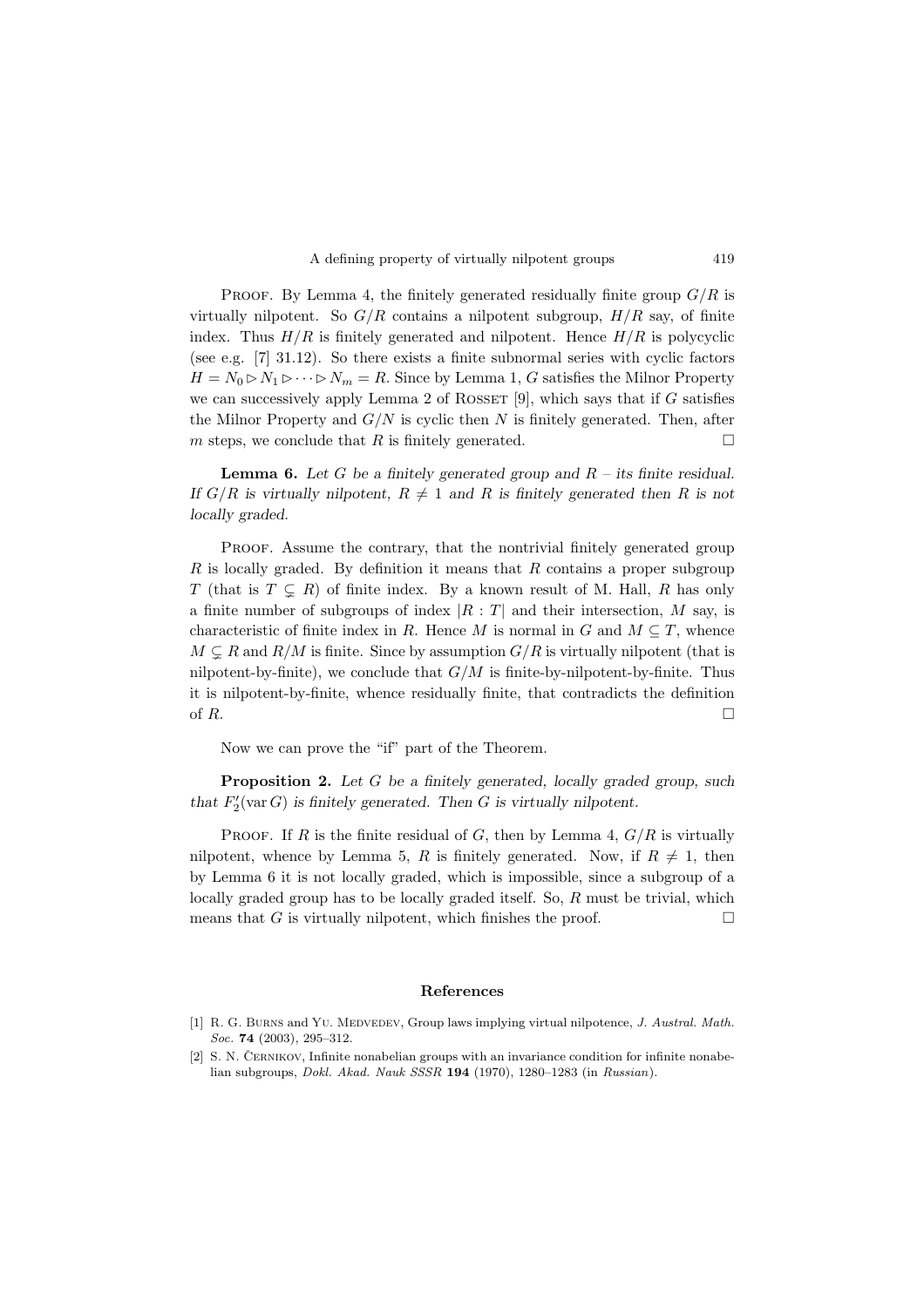Proof. By Lemma 4, the finitely generated residually finite group $G/R$ is virtually nilpotent. So $G/R$ contains a nilpotent subgroup, $H/R$ say, of finite index. Thus $H/R$ is finitely generated and nilpotent. Hence $H/R$ is polycyclic (see e.g. [7] 31.12). So there exists a finite subnormal series with cyclic factors $H = N_0 \rhd N_1 \rhd \cdots \rhd N_m = R$. Since by Lemma 1, $G$ satisfies the Milnor Property we can successively apply Lemma 2 of Rosset [9], which says that if $G$ satisfies the Milnor Property and $G/N$ is cyclic then $N$ is finitely generated. Then, after $m$ steps, we conclude that $R$ is finitely generated. □

**Lemma 6.** *Let $G$ be a finitely generated group and $R$ – its finite residual. If $G/R$ is virtually nilpotent, $R \neq 1$ and $R$ is finitely generated then $R$ is not locally graded.*

Proof. Assume the contrary, that the nontrivial finitely generated group $R$ is locally graded. By definition it means that $R$ contains a proper subgroup $T$ (that is $T \subsetneq R$) of finite index. By a known result of M. Hall, $R$ has only a finite number of subgroups of index $|R : T|$ and their intersection, $M$ say, is characteristic of finite index in $R$. Hence $M$ is normal in $G$ and $M \subseteq T$, whence $M \subsetneq R$ and $R/M$ is finite. Since by assumption $G/R$ is virtually nilpotent (that is nilpotent-by-finite), we conclude that $G/M$ is finite-by-nilpotent-by-finite. Thus it is nilpotent-by-finite, whence residually finite, that contradicts the definition of $R$. □

Now we can prove the "if" part of the Theorem.

**Proposition 2.** *Let $G$ be a finitely generated, locally graded group, such that $F_2'(\operatorname{var} G)$ is finitely generated. Then $G$ is virtually nilpotent.*

Proof. If $R$ is the finite residual of $G$, then by Lemma 4, $G/R$ is virtually nilpotent, whence by Lemma 5, $R$ is finitely generated. Now, if $R \neq 1$, then by Lemma 6 it is not locally graded, which is impossible, since a subgroup of a locally graded group has to be locally graded itself. So, $R$ must be trivial, which means that $G$ is virtually nilpotent, which finishes the proof. □

## References

[1] R. G. Burns and Yu. Medvedev, Group laws implying virtual nilpotence, *J. Austral. Math. Soc.* **74** (2003), 295–312.

[2] S. N. Černikov, Infinite nonabelian groups with an invariance condition for infinite nonabelian subgroups, *Dokl. Akad. Nauk SSSR* **194** (1970), 1280–1283 (in *Russian*).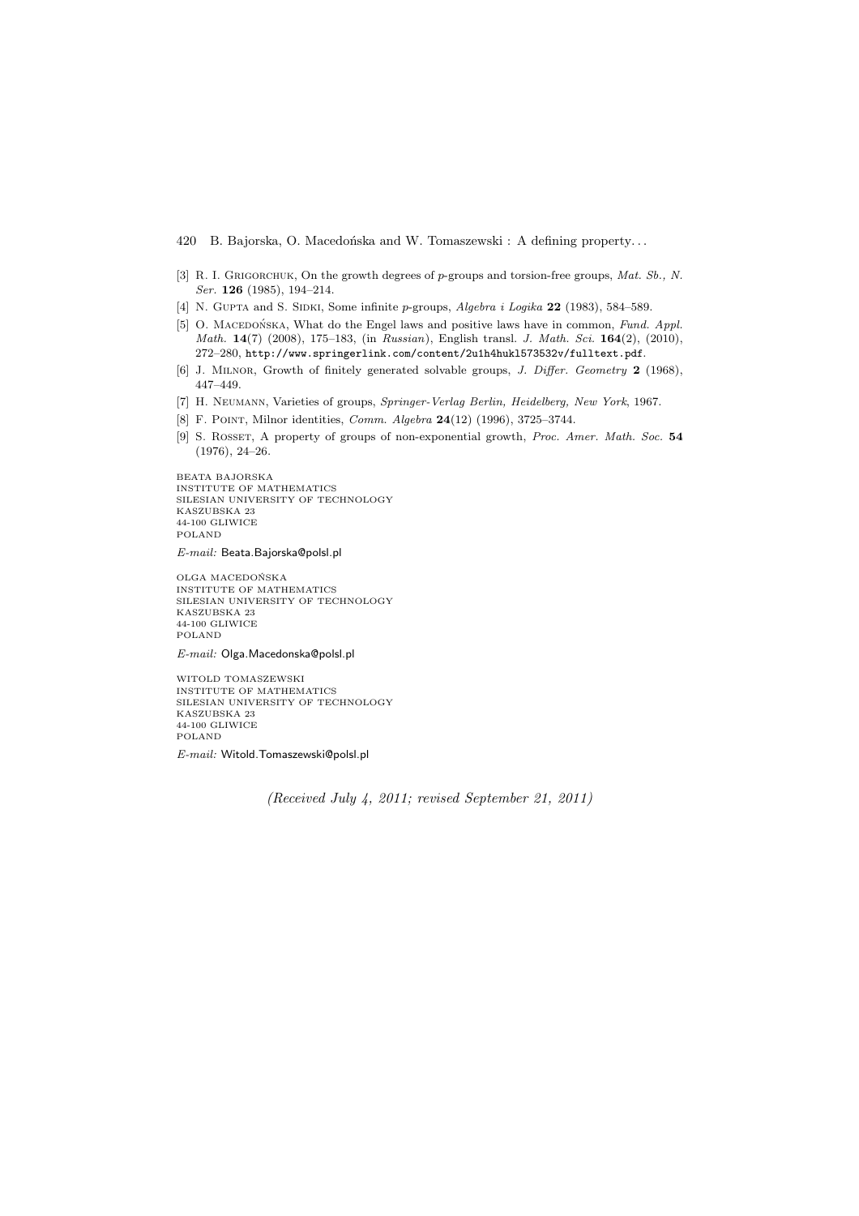[3] R. I. Grigorchuk, On the growth degrees of $p$-groups and torsion-free groups, *Mat. Sb., N. Ser.* **126** (1985), 194–214.

[4] N. Gupta and S. Sidki, Some infinite $p$-groups, *Algebra i Logika* **22** (1983), 584–589.

[5] O. Macedońska, What do the Engel laws and positive laws have in common, *Fund. Appl. Math.* **14**(7) (2008), 175–183, (in *Russian*), English transl. *J. Math. Sci.* **164**(2), (2010), 272–280, `http://www.springerlink.com/content/2u1h4hukl573532v/fulltext.pdf`.

[6] J. Milnor, Growth of finitely generated solvable groups, *J. Differ. Geometry* **2** (1968), 447–449.

[7] H. Neumann, Varieties of groups, *Springer-Verlag Berlin, Heidelberg, New York*, 1967.

[8] F. Point, Milnor identities, *Comm. Algebra* **24**(12) (1996), 3725–3744.

[9] S. Rosset, A property of groups of non-exponential growth, *Proc. Amer. Math. Soc.* **54** (1976), 24–26.

BEATA BAJORSKA
INSTITUTE OF MATHEMATICS
SILESIAN UNIVERSITY OF TECHNOLOGY
KASZUBSKA 23
44-100 GLIWICE
POLAND

*E-mail:* Beata.Bajorska@polsl.pl

OLGA MACEDOŃSKA
INSTITUTE OF MATHEMATICS
SILESIAN UNIVERSITY OF TECHNOLOGY
KASZUBSKA 23
44-100 GLIWICE
POLAND

*E-mail:* Olga.Macedonska@polsl.pl

WITOLD TOMASZEWSKI
INSTITUTE OF MATHEMATICS
SILESIAN UNIVERSITY OF TECHNOLOGY
KASZUBSKA 23
44-100 GLIWICE
POLAND

*E-mail:* Witold.Tomaszewski@polsl.pl

*(Received July 4, 2011; revised September 21, 2011)*